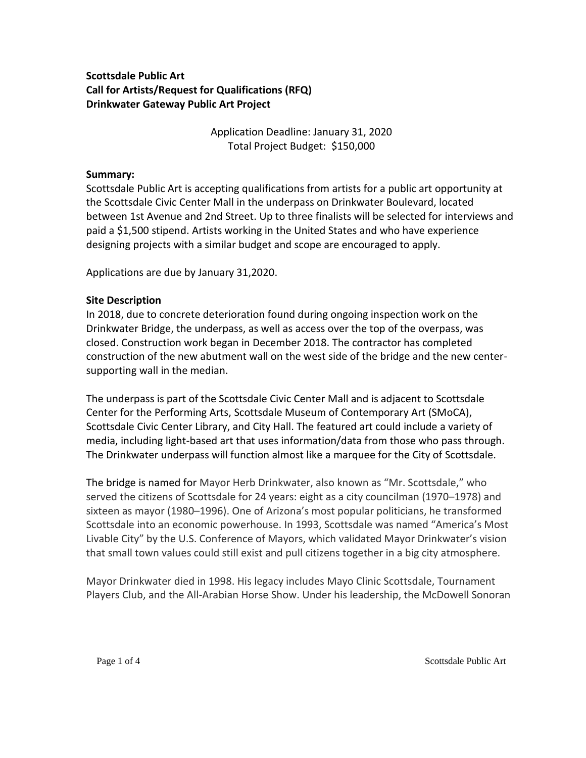**Scottsdale Public Art**
**Call for Artists/Request for Qualifications (RFQ)**
**Drinkwater Gateway Public Art Project**

Application Deadline: January 31, 2020
Total Project Budget: $150,000

**Summary:**

Scottsdale Public Art is accepting qualifications from artists for a public art opportunity at the Scottsdale Civic Center Mall in the underpass on Drinkwater Boulevard, located between 1st Avenue and 2nd Street. Up to three finalists will be selected for interviews and paid a $1,500 stipend. Artists working in the United States and who have experience designing projects with a similar budget and scope are encouraged to apply.

Applications are due by January 31,2020.

**Site Description**

In 2018, due to concrete deterioration found during ongoing inspection work on the Drinkwater Bridge, the underpass, as well as access over the top of the overpass, was closed. Construction work began in December 2018. The contractor has completed construction of the new abutment wall on the west side of the bridge and the new center-supporting wall in the median.

The underpass is part of the Scottsdale Civic Center Mall and is adjacent to Scottsdale Center for the Performing Arts, Scottsdale Museum of Contemporary Art (SMoCA), Scottsdale Civic Center Library, and City Hall. The featured art could include a variety of media, including light-based art that uses information/data from those who pass through. The Drinkwater underpass will function almost like a marquee for the City of Scottsdale.

The bridge is named for Mayor Herb Drinkwater, also known as "Mr. Scottsdale," who served the citizens of Scottsdale for 24 years: eight as a city councilman (1970–1978) and sixteen as mayor (1980–1996). One of Arizona's most popular politicians, he transformed Scottsdale into an economic powerhouse. In 1993, Scottsdale was named "America's Most Livable City" by the U.S. Conference of Mayors, which validated Mayor Drinkwater's vision that small town values could still exist and pull citizens together in a big city atmosphere.

Mayor Drinkwater died in 1998. His legacy includes Mayo Clinic Scottsdale, Tournament Players Club, and the All-Arabian Horse Show. Under his leadership, the McDowell Sonoran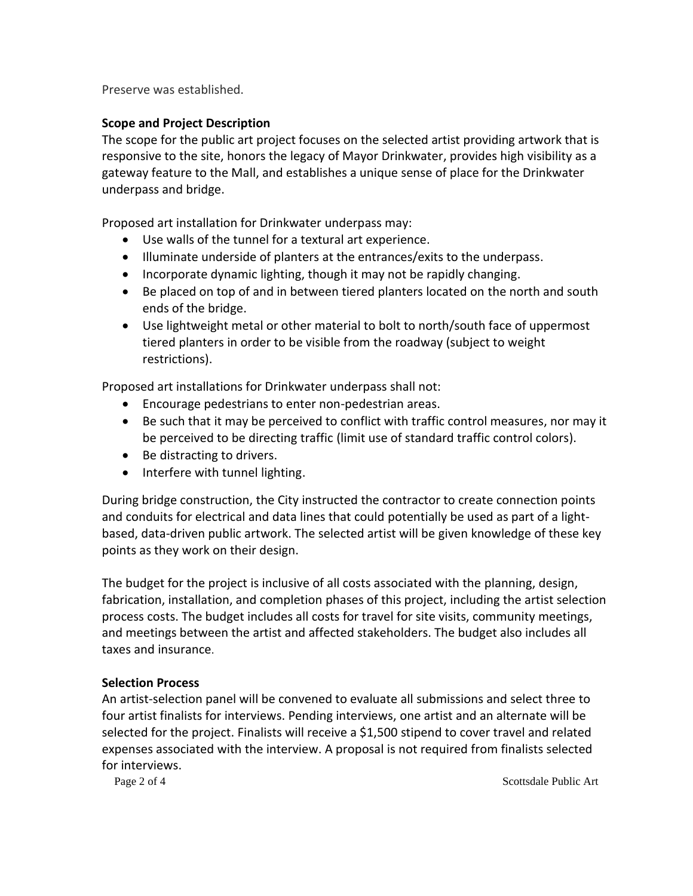Preserve was established.

**Scope and Project Description**

The scope for the public art project focuses on the selected artist providing artwork that is responsive to the site, honors the legacy of Mayor Drinkwater, provides high visibility as a gateway feature to the Mall, and establishes a unique sense of place for the Drinkwater underpass and bridge.

Proposed art installation for Drinkwater underpass may:

- Use walls of the tunnel for a textural art experience.
- Illuminate underside of planters at the entrances/exits to the underpass.
- Incorporate dynamic lighting, though it may not be rapidly changing.
- Be placed on top of and in between tiered planters located on the north and south ends of the bridge.
- Use lightweight metal or other material to bolt to north/south face of uppermost tiered planters in order to be visible from the roadway (subject to weight restrictions).

Proposed art installations for Drinkwater underpass shall not:

- Encourage pedestrians to enter non-pedestrian areas.
- Be such that it may be perceived to conflict with traffic control measures, nor may it be perceived to be directing traffic (limit use of standard traffic control colors).
- Be distracting to drivers.
- Interfere with tunnel lighting.

During bridge construction, the City instructed the contractor to create connection points and conduits for electrical and data lines that could potentially be used as part of a light-based, data-driven public artwork. The selected artist will be given knowledge of these key points as they work on their design.

The budget for the project is inclusive of all costs associated with the planning, design, fabrication, installation, and completion phases of this project, including the artist selection process costs. The budget includes all costs for travel for site visits, community meetings, and meetings between the artist and affected stakeholders. The budget also includes all taxes and insurance.

**Selection Process**

An artist-selection panel will be convened to evaluate all submissions and select three to four artist finalists for interviews. Pending interviews, one artist and an alternate will be selected for the project. Finalists will receive a $1,500 stipend to cover travel and related expenses associated with the interview. A proposal is not required from finalists selected for interviews.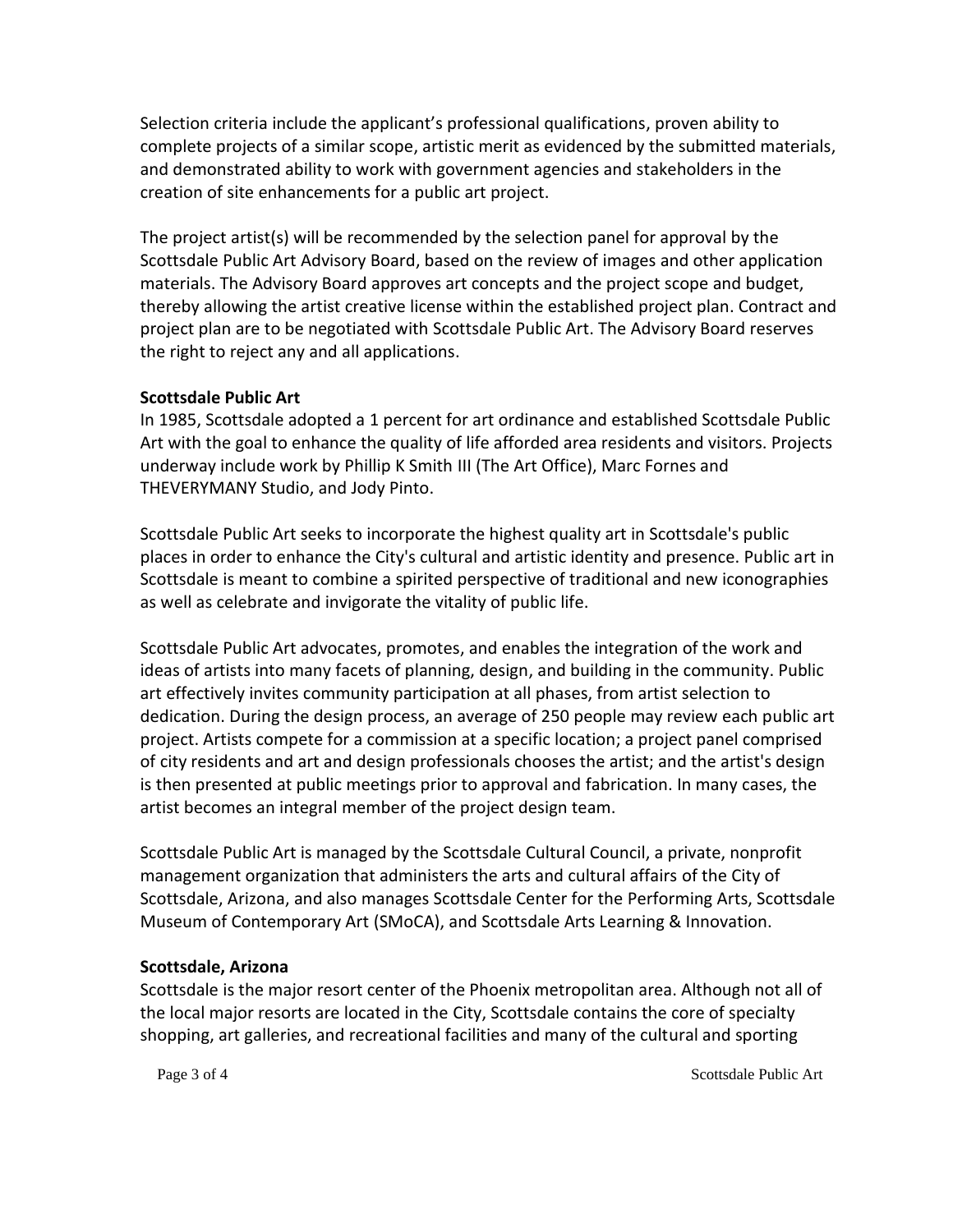Selection criteria include the applicant's professional qualifications, proven ability to complete projects of a similar scope, artistic merit as evidenced by the submitted materials, and demonstrated ability to work with government agencies and stakeholders in the creation of site enhancements for a public art project.

The project artist(s) will be recommended by the selection panel for approval by the Scottsdale Public Art Advisory Board, based on the review of images and other application materials. The Advisory Board approves art concepts and the project scope and budget, thereby allowing the artist creative license within the established project plan. Contract and project plan are to be negotiated with Scottsdale Public Art. The Advisory Board reserves the right to reject any and all applications.

**Scottsdale Public Art**

In 1985, Scottsdale adopted a 1 percent for art ordinance and established Scottsdale Public Art with the goal to enhance the quality of life afforded area residents and visitors. Projects underway include work by Phillip K Smith III (The Art Office), Marc Fornes and THEVERYMANY Studio, and Jody Pinto.

Scottsdale Public Art seeks to incorporate the highest quality art in Scottsdale's public places in order to enhance the City's cultural and artistic identity and presence. Public art in Scottsdale is meant to combine a spirited perspective of traditional and new iconographies as well as celebrate and invigorate the vitality of public life.

Scottsdale Public Art advocates, promotes, and enables the integration of the work and ideas of artists into many facets of planning, design, and building in the community. Public art effectively invites community participation at all phases, from artist selection to dedication. During the design process, an average of 250 people may review each public art project. Artists compete for a commission at a specific location; a project panel comprised of city residents and art and design professionals chooses the artist; and the artist's design is then presented at public meetings prior to approval and fabrication. In many cases, the artist becomes an integral member of the project design team.

Scottsdale Public Art is managed by the Scottsdale Cultural Council, a private, nonprofit management organization that administers the arts and cultural affairs of the City of Scottsdale, Arizona, and also manages Scottsdale Center for the Performing Arts, Scottsdale Museum of Contemporary Art (SMoCA), and Scottsdale Arts Learning & Innovation.

**Scottsdale, Arizona**

Scottsdale is the major resort center of the Phoenix metropolitan area. Although not all of the local major resorts are located in the City, Scottsdale contains the core of specialty shopping, art galleries, and recreational facilities and many of the cultural and sporting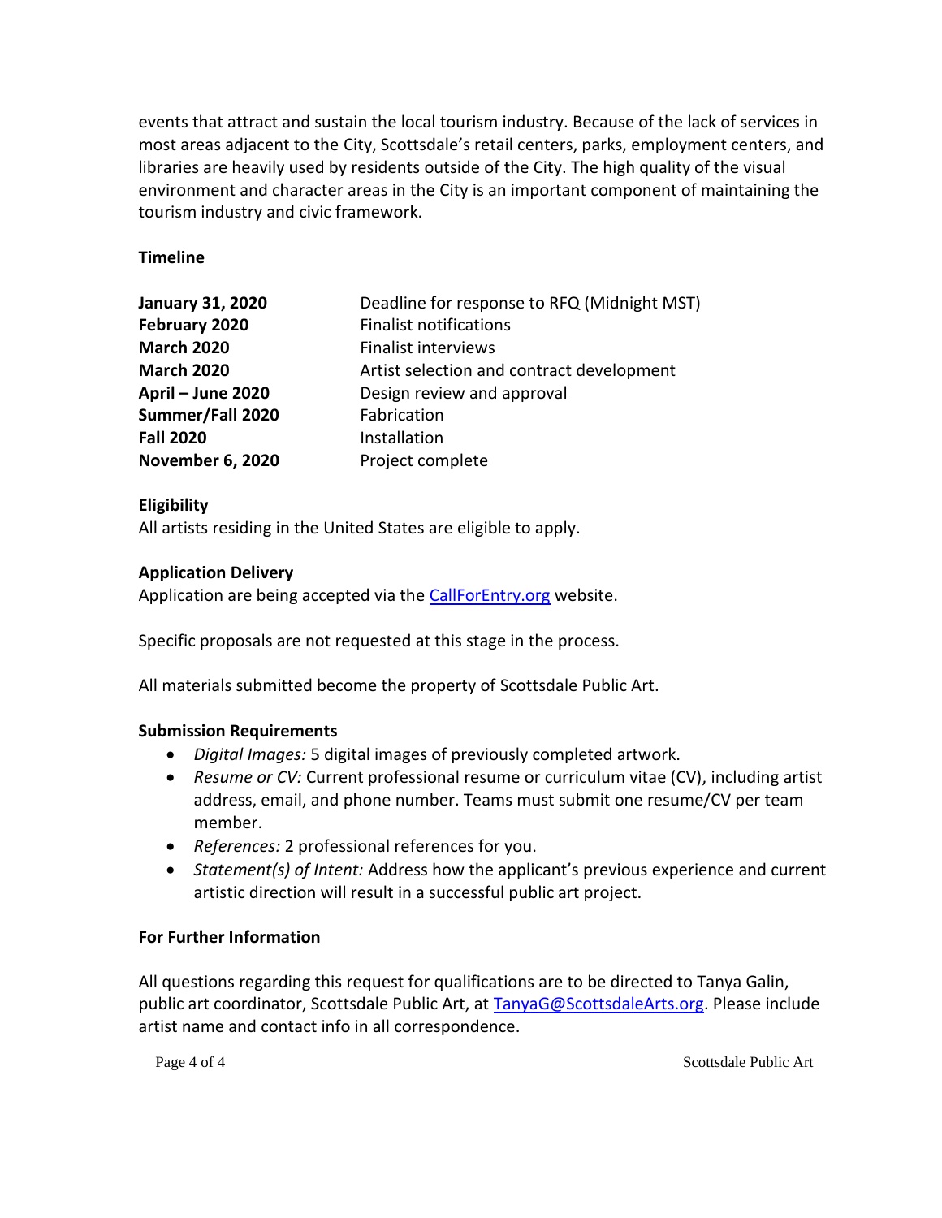events that attract and sustain the local tourism industry. Because of the lack of services in most areas adjacent to the City, Scottsdale's retail centers, parks, employment centers, and libraries are heavily used by residents outside of the City. The high quality of the visual environment and character areas in the City is an important component of maintaining the tourism industry and civic framework.

**Timeline**

| | |
|---|---|
| **January 31, 2020** | Deadline for response to RFQ (Midnight MST) |
| **February 2020** | Finalist notifications |
| **March 2020** | Finalist interviews |
| **March 2020** | Artist selection and contract development |
| **April – June 2020** | Design review and approval |
| **Summer/Fall 2020** | Fabrication |
| **Fall 2020** | Installation |
| **November 6, 2020** | Project complete |

**Eligibility**

All artists residing in the United States are eligible to apply.

**Application Delivery**

Application are being accepted via the [CallForEntry.org](CallForEntry.org) website.

Specific proposals are not requested at this stage in the process.

All materials submitted become the property of Scottsdale Public Art.

**Submission Requirements**

- *Digital Images:* 5 digital images of previously completed artwork.
- *Resume or CV:* Current professional resume or curriculum vitae (CV), including artist address, email, and phone number. Teams must submit one resume/CV per team member.
- *References:* 2 professional references for you.
- *Statement(s) of Intent:* Address how the applicant's previous experience and current artistic direction will result in a successful public art project.

**For Further Information**

All questions regarding this request for qualifications are to be directed to Tanya Galin, public art coordinator, Scottsdale Public Art, at [TanyaG@ScottsdaleArts.org](mailto:TanyaG@ScottsdaleArts.org). Please include artist name and contact info in all correspondence.